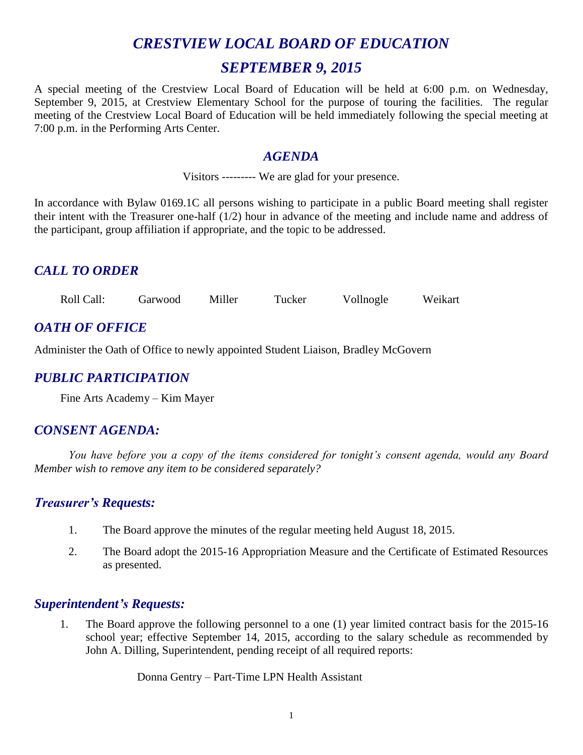# *CRESTVIEW LOCAL BOARD OF EDUCATION*

# *SEPTEMBER 9, 2015*

A special meeting of the Crestview Local Board of Education will be held at 6:00 p.m. on Wednesday, September 9, 2015, at Crestview Elementary School for the purpose of touring the facilities. The regular meeting of the Crestview Local Board of Education will be held immediately following the special meeting at 7:00 p.m. in the Performing Arts Center.

## *AGENDA*

Visitors --------- We are glad for your presence.

In accordance with Bylaw 0169.1C all persons wishing to participate in a public Board meeting shall register their intent with the Treasurer one-half (1/2) hour in advance of the meeting and include name and address of the participant, group affiliation if appropriate, and the topic to be addressed.

## *CALL TO ORDER*

Roll Call: Garwood Miller Tucker Vollnogle Weikart

## *OATH OF OFFICE*

Administer the Oath of Office to newly appointed Student Liaison, Bradley McGovern

## *PUBLIC PARTICIPATION*

Fine Arts Academy – Kim Mayer

## *CONSENT AGENDA:*

*You have before you a copy of the items considered for tonight's consent agenda, would any Board Member wish to remove any item to be considered separately?*

### *Treasurer's Requests:*

1. The Board approve the minutes of the regular meeting held August 18, 2015.
2. The Board adopt the 2015-16 Appropriation Measure and the Certificate of Estimated Resources as presented.

### *Superintendent's Requests:*

1. The Board approve the following personnel to a one (1) year limited contract basis for the 2015-16 school year; effective September 14, 2015, according to the salary schedule as recommended by John A. Dilling, Superintendent, pending receipt of all required reports:

   Donna Gentry – Part-Time LPN Health Assistant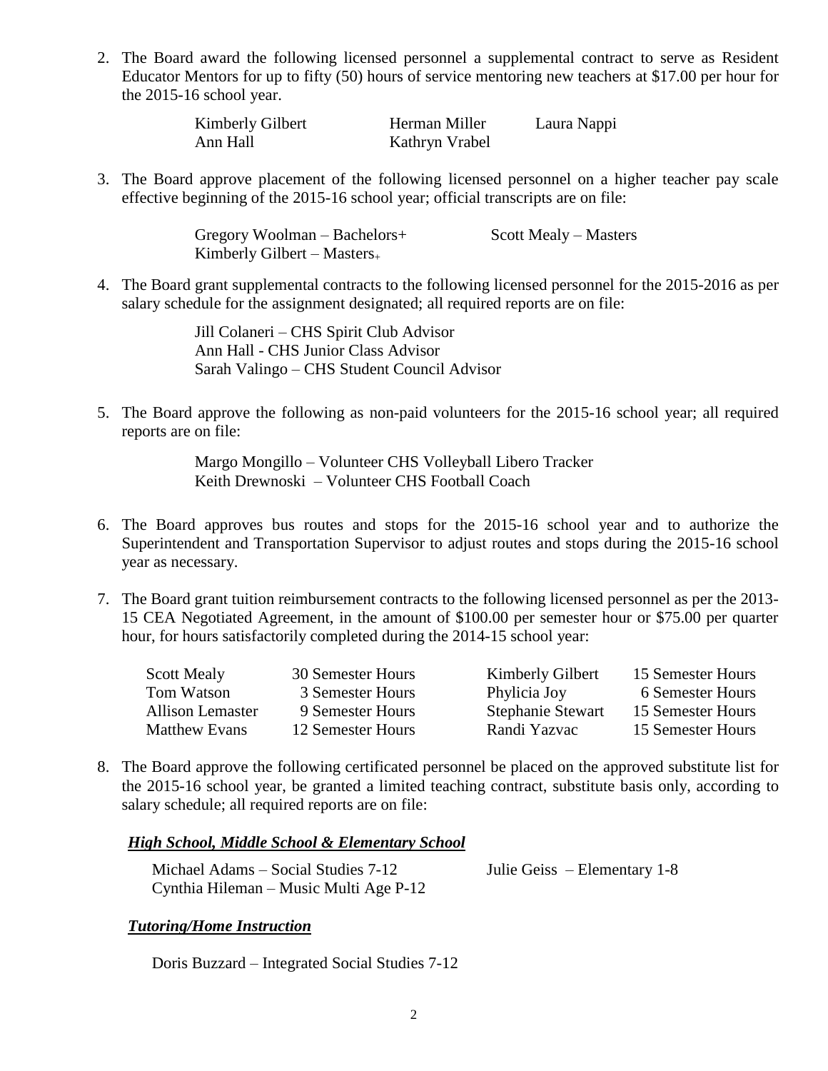2. The Board award the following licensed personnel a supplemental contract to serve as Resident Educator Mentors for up to fifty (50) hours of service mentoring new teachers at $17.00 per hour for the 2015-16 school year.

   | | | |
   |---|---|---|
   | Kimberly Gilbert | Herman Miller | Laura Nappi |
   | Ann Hall | Kathryn Vrabel | |

3. The Board approve placement of the following licensed personnel on a higher teacher pay scale effective beginning of the 2015-16 school year; official transcripts are on file:

   | | |
   |---|---|
   | Gregory Woolman – Bachelors+ | Scott Mealy – Masters |
   | Kimberly Gilbert – Masters+ | |

4. The Board grant supplemental contracts to the following licensed personnel for the 2015-2016 as per salary schedule for the assignment designated; all required reports are on file:

   Jill Colaneri – CHS Spirit Club Advisor
   Ann Hall - CHS Junior Class Advisor
   Sarah Valingo – CHS Student Council Advisor

5. The Board approve the following as non-paid volunteers for the 2015-16 school year; all required reports are on file:

   Margo Mongillo – Volunteer CHS Volleyball Libero Tracker
   Keith Drewnoski – Volunteer CHS Football Coach

6. The Board approves bus routes and stops for the 2015-16 school year and to authorize the Superintendent and Transportation Supervisor to adjust routes and stops during the 2015-16 school year as necessary.

7. The Board grant tuition reimbursement contracts to the following licensed personnel as per the 2013-15 CEA Negotiated Agreement, in the amount of $100.00 per semester hour or $75.00 per quarter hour, for hours satisfactorily completed during the 2014-15 school year:

   | | | | |
   |---|---|---|---|
   | Scott Mealy | 30 Semester Hours | Kimberly Gilbert | 15 Semester Hours |
   | Tom Watson | 3 Semester Hours | Phylicia Joy | 6 Semester Hours |
   | Allison Lemaster | 9 Semester Hours | Stephanie Stewart | 15 Semester Hours |
   | Matthew Evans | 12 Semester Hours | Randi Yazvac | 15 Semester Hours |

8. The Board approve the following certificated personnel be placed on the approved substitute list for the 2015-16 school year, be granted a limited teaching contract, substitute basis only, according to salary schedule; all required reports are on file:

   ***High School, Middle School & Elementary School***

   | | |
   |---|---|
   | Michael Adams – Social Studies 7-12 | Julie Geiss – Elementary 1-8 |
   | Cynthia Hileman – Music Multi Age P-12 | |

   ***Tutoring/Home Instruction***

   Doris Buzzard – Integrated Social Studies 7-12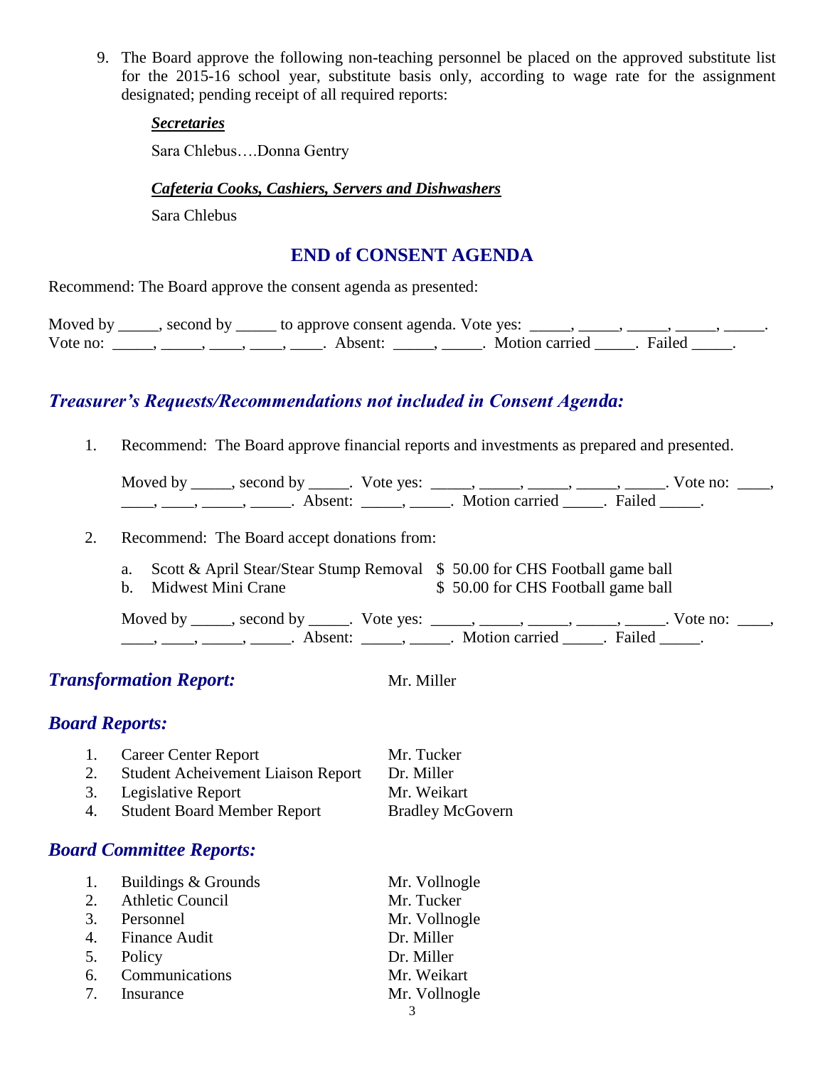9. The Board approve the following non-teaching personnel be placed on the approved substitute list for the 2015-16 school year, substitute basis only, according to wage rate for the assignment designated; pending receipt of all required reports:

   ***Secretaries***

   Sara Chlebus….Donna Gentry

   ***Cafeteria Cooks, Cashiers, Servers and Dishwashers***

   Sara Chlebus

## END of CONSENT AGENDA

Recommend: The Board approve the consent agenda as presented:

Moved by _____, second by _____ to approve consent agenda. Vote yes: _____, _____, _____, _____, _____. Vote no: _____, _____, ____, ____, ____. Absent: _____, _____. Motion carried _____. Failed _____.

## *Treasurer's Requests/Recommendations not included in Consent Agenda:*

1. Recommend: The Board approve financial reports and investments as prepared and presented.

   Moved by _____, second by _____. Vote yes: _____, _____, _____, _____, _____. Vote no: ____, ____, ____, _____, _____. Absent: _____, _____. Motion carried _____. Failed _____.

2. Recommend: The Board accept donations from:

   a. Scott & April Stear/Stear Stump Removal $ 50.00 for CHS Football game ball
   b. Midwest Mini Crane $ 50.00 for CHS Football game ball

   Moved by _____, second by _____. Vote yes: _____, _____, _____, _____, _____. Vote no: ____, ____, ____, _____, _____. Absent: _____, _____. Motion carried _____. Failed _____.

## *Transformation Report:* Mr. Miller

## *Board Reports:*

1. Career Center Report — Mr. Tucker
2. Student Acheivement Liaison Report — Dr. Miller
3. Legislative Report — Mr. Weikart
4. Student Board Member Report — Bradley McGovern

## *Board Committee Reports:*

1. Buildings & Grounds — Mr. Vollnogle
2. Athletic Council — Mr. Tucker
3. Personnel — Mr. Vollnogle
4. Finance Audit — Dr. Miller
5. Policy — Dr. Miller
6. Communications — Mr. Weikart
7. Insurance — Mr. Vollnogle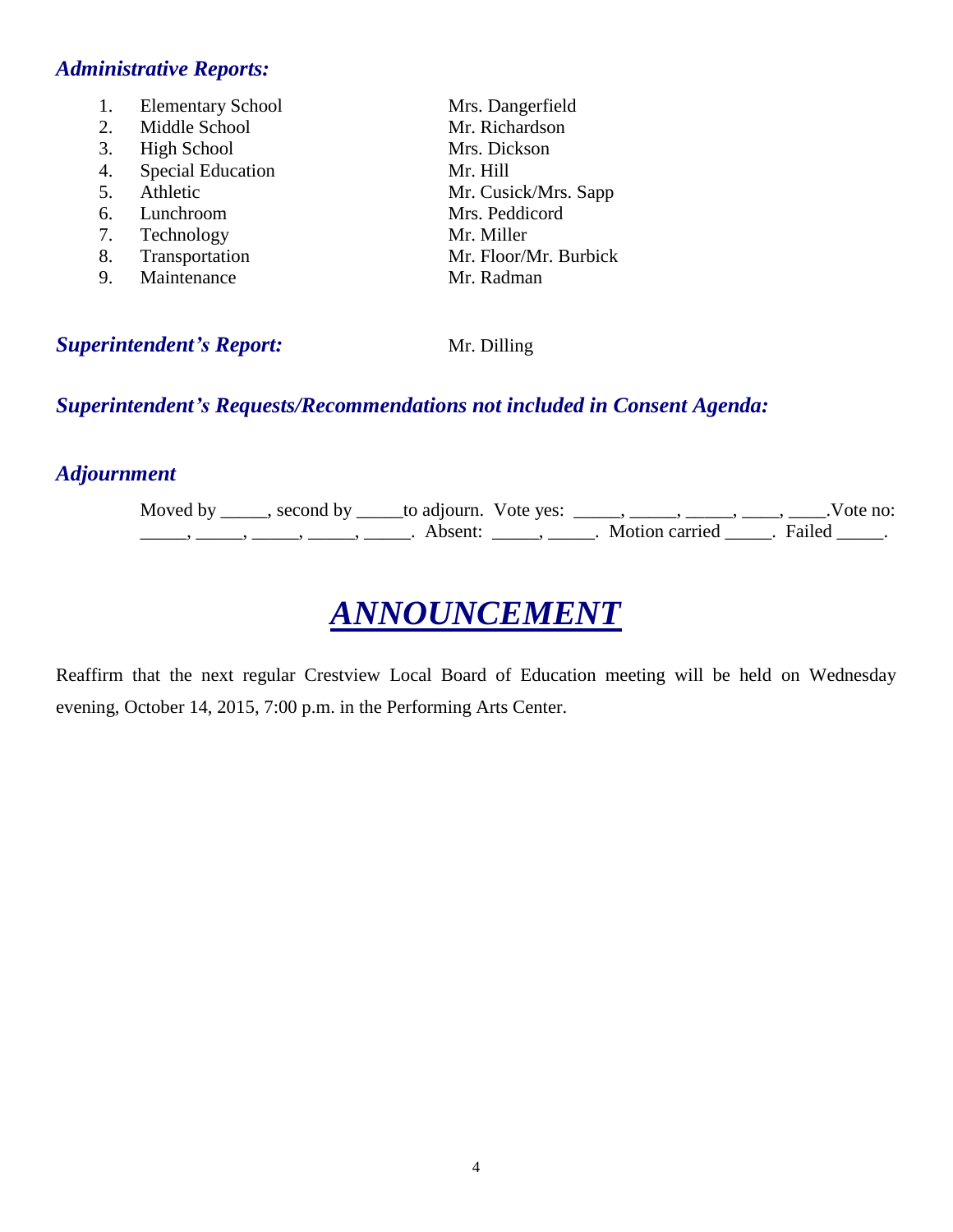### *Administrative Reports:*

| | | |
|---|---|---|
| 1. | Elementary School | Mrs. Dangerfield |
| 2. | Middle School | Mr. Richardson |
| 3. | High School | Mrs. Dickson |
| 4. | Special Education | Mr. Hill |
| 5. | Athletic | Mr. Cusick/Mrs. Sapp |
| 6. | Lunchroom | Mrs. Peddicord |
| 7. | Technology | Mr. Miller |
| 8. | Transportation | Mr. Floor/Mr. Burbick |
| 9. | Maintenance | Mr. Radman |

### *Superintendent's Report:* Mr. Dilling

### *Superintendent's Requests/Recommendations not included in Consent Agenda:*

### *Adjournment*

Moved by _____, second by _____to adjourn. Vote yes: _____, _____, _____, ____, ____.Vote no: _____, _____, _____, _____, _____. Absent: _____, _____. Motion carried _____. Failed _____.

# ***ANNOUNCEMENT***

Reaffirm that the next regular Crestview Local Board of Education meeting will be held on Wednesday evening, October 14, 2015, 7:00 p.m. in the Performing Arts Center.